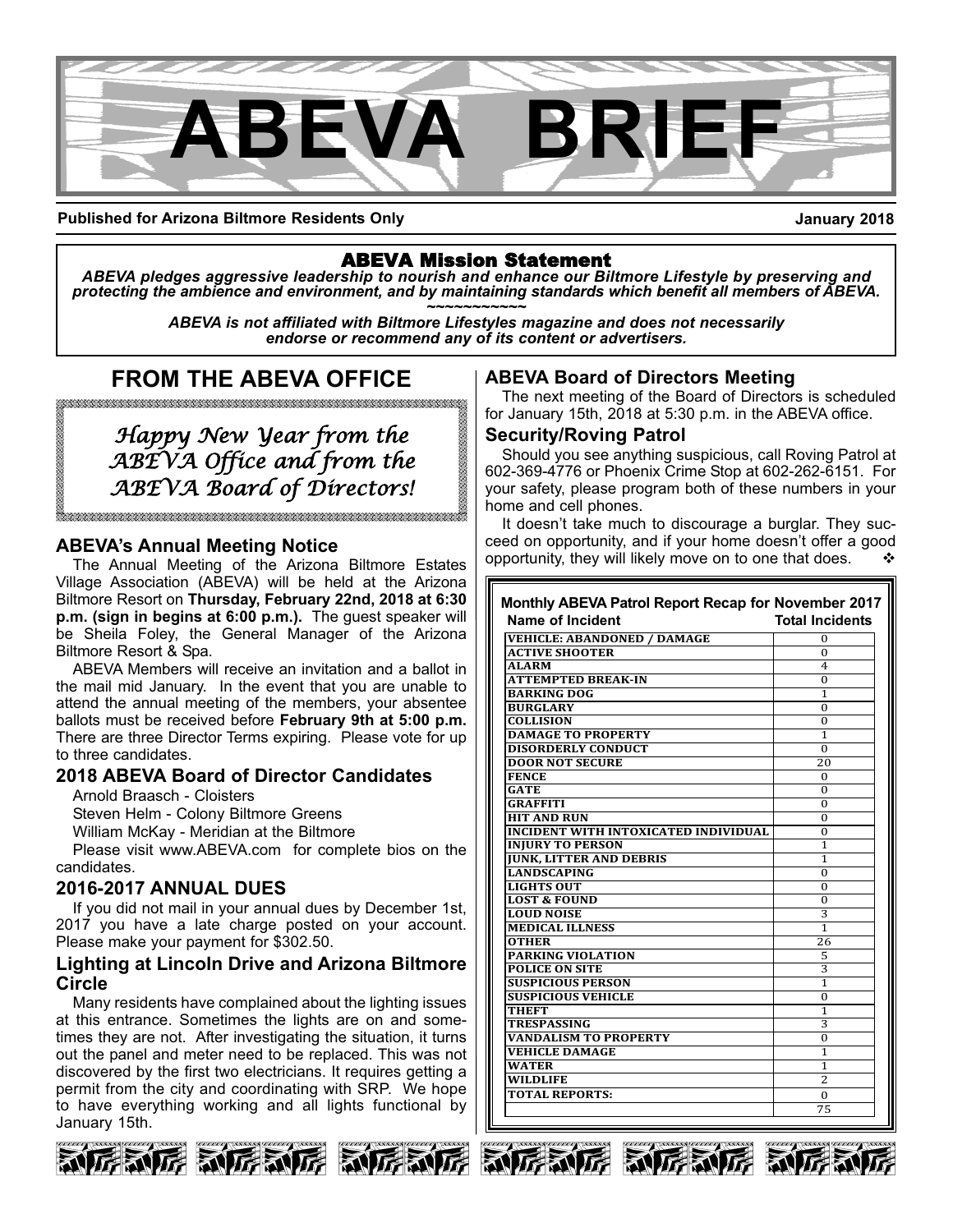# ABEVA BRIEF

**Published for Arizona Biltmore Residents Only** **January 2018**

## ABEVA Mission Statement

***ABEVA pledges aggressive leadership to nourish and enhance our Biltmore Lifestyle by preserving and protecting the ambience and environment, and by maintaining standards which benefit all members of ABEVA.***

~~~~~~~~~~~

***ABEVA is not affiliated with Biltmore Lifestyles magazine and does not necessarily endorse or recommend any of its content or advertisers.***

## FROM THE ABEVA OFFICE

*Happy New Year from the ABEVA Office and from the ABEVA Board of Directors!*

### ABEVA's Annual Meeting Notice

The Annual Meeting of the Arizona Biltmore Estates Village Association (ABEVA) will be held at the Arizona Biltmore Resort on **Thursday, February 22nd, 2018 at 6:30 p.m. (sign in begins at 6:00 p.m.).** The guest speaker will be Sheila Foley, the General Manager of the Arizona Biltmore Resort & Spa.

ABEVA Members will receive an invitation and a ballot in the mail mid January. In the event that you are unable to attend the annual meeting of the members, your absentee ballots must be received before **February 9th at 5:00 p.m.** There are three Director Terms expiring. Please vote for up to three candidates.

### 2018 ABEVA Board of Director Candidates

Arnold Braasch - Cloisters

Steven Helm - Colony Biltmore Greens

William McKay - Meridian at the Biltmore

Please visit www.ABEVA.com for complete bios on the candidates.

### 2016-2017 ANNUAL DUES

If you did not mail in your annual dues by December 1st, 2017 you have a late charge posted on your account. Please make your payment for $302.50.

### Lighting at Lincoln Drive and Arizona Biltmore Circle

Many residents have complained about the lighting issues at this entrance. Sometimes the lights are on and sometimes they are not. After investigating the situation, it turns out the panel and meter need to be replaced. This was not discovered by the first two electricians. It requires getting a permit from the city and coordinating with SRP. We hope to have everything working and all lights functional by January 15th.

### ABEVA Board of Directors Meeting

The next meeting of the Board of Directors is scheduled for January 15th, 2018 at 5:30 p.m. in the ABEVA office.

### Security/Roving Patrol

Should you see anything suspicious, call Roving Patrol at 602-369-4776 or Phoenix Crime Stop at 602-262-6151. For your safety, please program both of these numbers in your home and cell phones.

It doesn't take much to discourage a burglar. They succeed on opportunity, and if your home doesn't offer a good opportunity, they will likely move on to one that does. ❖

**Monthly ABEVA Patrol Report Recap for November 2017**

| Name of Incident | Total Incidents |
|---|---|
| VEHICLE: ABANDONED / DAMAGE | 0 |
| ACTIVE SHOOTER | 0 |
| ALARM | 4 |
| ATTEMPTED BREAK-IN | 0 |
| BARKING DOG | 1 |
| BURGLARY | 0 |
| COLLISION | 0 |
| DAMAGE TO PROPERTY | 1 |
| DISORDERLY CONDUCT | 0 |
| DOOR NOT SECURE | 20 |
| FENCE | 0 |
| GATE | 0 |
| GRAFFITI | 0 |
| HIT AND RUN | 0 |
| INCIDENT WITH INTOXICATED INDIVIDUAL | 0 |
| INJURY TO PERSON | 1 |
| JUNK, LITTER AND DEBRIS | 1 |
| LANDSCAPING | 0 |
| LIGHTS OUT | 0 |
| LOST & FOUND | 0 |
| LOUD NOISE | 3 |
| MEDICAL ILLNESS | 1 |
| OTHER | 26 |
| PARKING VIOLATION | 5 |
| POLICE ON SITE | 3 |
| SUSPICIOUS PERSON | 1 |
| SUSPICIOUS VEHICLE | 0 |
| THEFT | 1 |
| TRESPASSING | 3 |
| VANDALISM TO PROPERTY | 0 |
| VEHICLE DAMAGE | 1 |
| WATER | 1 |
| WILDLIFE | 2 |
| TOTAL REPORTS: | 0 |
| | 75 |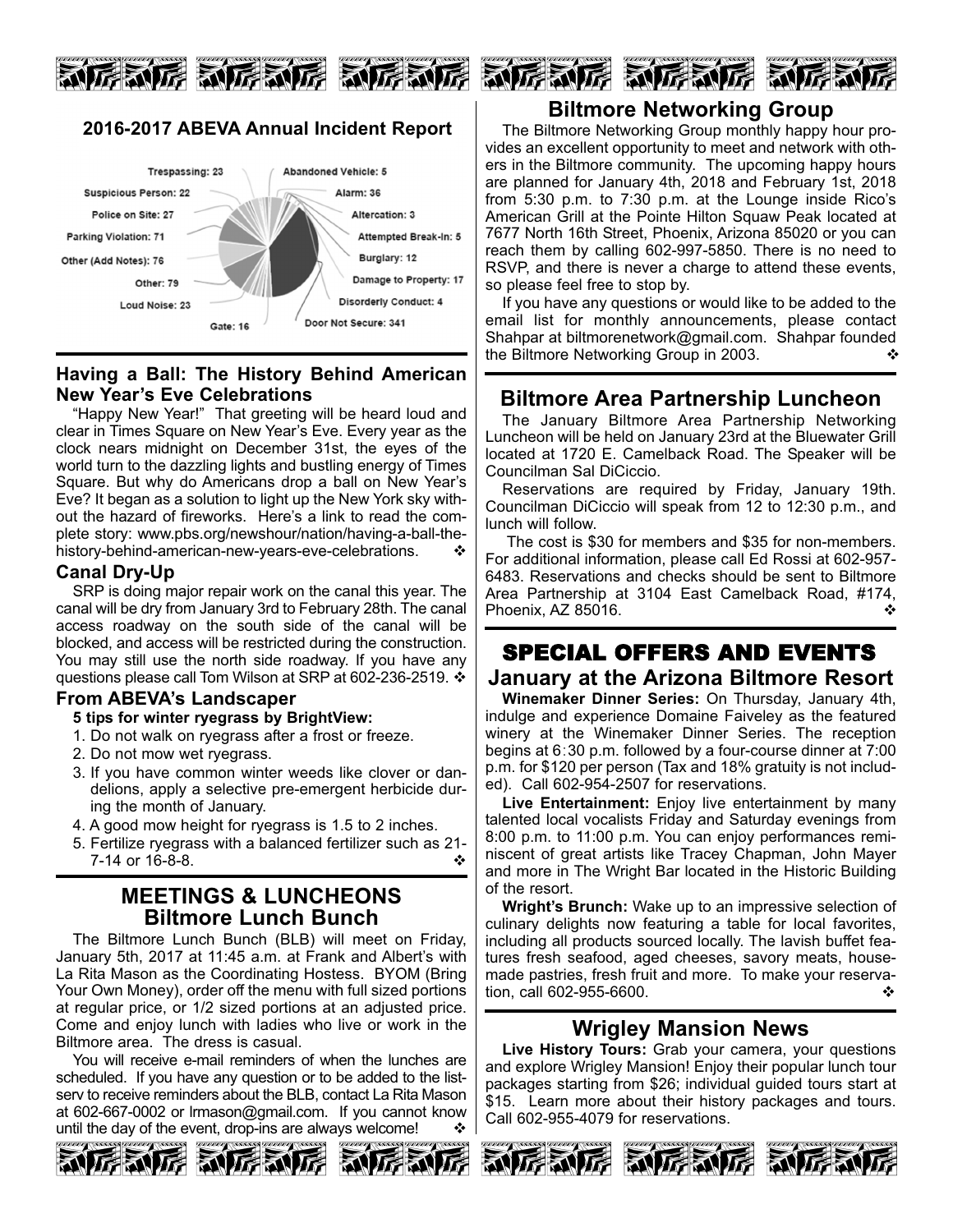## 2016-2017 ABEVA Annual Incident Report

Trespassing: 23
Suspicious Person: 22
Police on Site: 27
Parking Violation: 71
Other (Add Notes): 76
Other: 79
Loud Noise: 23
Gate: 16
Abandoned Vehicle: 5
Alarm: 36
Altercation: 3
Attempted Break-In: 5
Burglary: 12
Damage to Property: 17
Disorderly Conduct: 4
Door Not Secure: 341

### Having a Ball: The History Behind American New Year's Eve Celebrations

"Happy New Year!" That greeting will be heard loud and clear in Times Square on New Year's Eve. Every year as the clock nears midnight on December 31st, the eyes of the world turn to the dazzling lights and bustling energy of Times Square. But why do Americans drop a ball on New Year's Eve? It began as a solution to light up the New York sky without the hazard of fireworks. Here's a link to read the complete story: www.pbs.org/newshour/nation/having-a-ball-the-history-behind-american-new-years-eve-celebrations. ❖

### Canal Dry-Up

SRP is doing major repair work on the canal this year. The canal will be dry from January 3rd to February 28th. The canal access roadway on the south side of the canal will be blocked, and access will be restricted during the construction. You may still use the north side roadway. If you have any questions please call Tom Wilson at SRP at 602-236-2519. ❖

### From ABEVA's Landscaper

**5 tips for winter ryegrass by BrightView:**

1. Do not walk on ryegrass after a frost or freeze.
2. Do not mow wet ryegrass.
3. If you have common winter weeds like clover or dandelions, apply a selective pre-emergent herbicide during the month of January.
4. A good mow height for ryegrass is 1.5 to 2 inches.
5. Fertilize ryegrass with a balanced fertilizer such as 21-7-14 or 16-8-8. ❖

## MEETINGS & LUNCHEONS

## Biltmore Lunch Bunch

The Biltmore Lunch Bunch (BLB) will meet on Friday, January 5th, 2017 at 11:45 a.m. at Frank and Albert's with La Rita Mason as the Coordinating Hostess. BYOM (Bring Your Own Money), order off the menu with full sized portions at regular price, or 1/2 sized portions at an adjusted price. Come and enjoy lunch with ladies who live or work in the Biltmore area. The dress is casual.

You will receive e-mail reminders of when the lunches are scheduled. If you have any question or to be added to the list-serv to receive reminders about the BLB, contact La Rita Mason at 602-667-0002 or lrmason@gmail.com. If you cannot know until the day of the event, drop-ins are always welcome! ❖

## Biltmore Networking Group

The Biltmore Networking Group monthly happy hour provides an excellent opportunity to meet and network with others in the Biltmore community. The upcoming happy hours are planned for January 4th, 2018 and February 1st, 2018 from 5:30 p.m. to 7:30 p.m. at the Lounge inside Rico's American Grill at the Pointe Hilton Squaw Peak located at 7677 North 16th Street, Phoenix, Arizona 85020 or you can reach them by calling 602-997-5850. There is no need to RSVP, and there is never a charge to attend these events, so please feel free to stop by.

If you have any questions or would like to be added to the email list for monthly announcements, please contact Shahpar at biltmorenetwork@gmail.com. Shahpar founded the Biltmore Networking Group in 2003. ❖

## Biltmore Area Partnership Luncheon

The January Biltmore Area Partnership Networking Luncheon will be held on January 23rd at the Bluewater Grill located at 1720 E. Camelback Road. The Speaker will be Councilman Sal DiCiccio.

Reservations are required by Friday, January 19th. Councilman DiCiccio will speak from 12 to 12:30 p.m., and lunch will follow.

The cost is $30 for members and $35 for non-members. For additional information, please call Ed Rossi at 602-957-6483. Reservations and checks should be sent to Biltmore Area Partnership at 3104 East Camelback Road, #174, Phoenix, AZ 85016. ❖

## SPECIAL OFFERS AND EVENTS

## January at the Arizona Biltmore Resort

**Winemaker Dinner Series:** On Thursday, January 4th, indulge and experience Domaine Faiveley as the featured winery at the Winemaker Dinner Series. The reception begins at 6:30 p.m. followed by a four-course dinner at 7:00 p.m. for $120 per person (Tax and 18% gratuity is not included). Call 602-954-2507 for reservations.

**Live Entertainment:** Enjoy live entertainment by many talented local vocalists Friday and Saturday evenings from 8:00 p.m. to 11:00 p.m. You can enjoy performances reminiscent of great artists like Tracey Chapman, John Mayer and more in The Wright Bar located in the Historic Building of the resort.

**Wright's Brunch:** Wake up to an impressive selection of culinary delights now featuring a table for local favorites, including all products sourced locally. The lavish buffet features fresh seafood, aged cheeses, savory meats, housemade pastries, fresh fruit and more. To make your reservation, call 602-955-6600. ❖

## Wrigley Mansion News

**Live History Tours:** Grab your camera, your questions and explore Wrigley Mansion! Enjoy their popular lunch tour packages starting from $26; individual guided tours start at $15. Learn more about their history packages and tours. Call 602-955-4079 for reservations.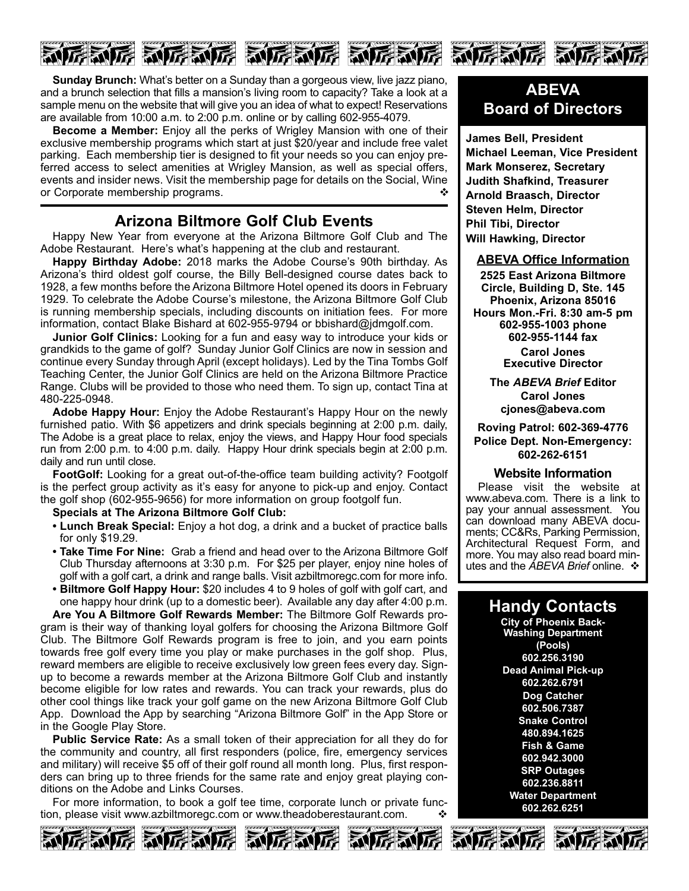**Sunday Brunch:** What's better on a Sunday than a gorgeous view, live jazz piano, and a brunch selection that fills a mansion's living room to capacity? Take a look at a sample menu on the website that will give you an idea of what to expect! Reservations are available from 10:00 a.m. to 2:00 p.m. online or by calling 602-955-4079.

**Become a Member:** Enjoy all the perks of Wrigley Mansion with one of their exclusive membership programs which start at just $20/year and include free valet parking. Each membership tier is designed to fit your needs so you can enjoy preferred access to select amenities at Wrigley Mansion, as well as special offers, events and insider news. Visit the membership page for details on the Social, Wine or Corporate membership programs. ❖

## Arizona Biltmore Golf Club Events

Happy New Year from everyone at the Arizona Biltmore Golf Club and The Adobe Restaurant. Here's what's happening at the club and restaurant.

**Happy Birthday Adobe:** 2018 marks the Adobe Course's 90th birthday. As Arizona's third oldest golf course, the Billy Bell-designed course dates back to 1928, a few months before the Arizona Biltmore Hotel opened its doors in February 1929. To celebrate the Adobe Course's milestone, the Arizona Biltmore Golf Club is running membership specials, including discounts on initiation fees. For more information, contact Blake Bishard at 602-955-9794 or bbishard@jdmgolf.com.

**Junior Golf Clinics:** Looking for a fun and easy way to introduce your kids or grandkids to the game of golf? Sunday Junior Golf Clinics are now in session and continue every Sunday through April (except holidays). Led by the Tina Tombs Golf Teaching Center, the Junior Golf Clinics are held on the Arizona Biltmore Practice Range. Clubs will be provided to those who need them. To sign up, contact Tina at 480-225-0948.

**Adobe Happy Hour:** Enjoy the Adobe Restaurant's Happy Hour on the newly furnished patio. With $6 appetizers and drink specials beginning at 2:00 p.m. daily, The Adobe is a great place to relax, enjoy the views, and Happy Hour food specials run from 2:00 p.m. to 4:00 p.m. daily. Happy Hour drink specials begin at 2:00 p.m. daily and run until close.

**FootGolf:** Looking for a great out-of-the-office team building activity? Footgolf is the perfect group activity as it's easy for anyone to pick-up and enjoy. Contact the golf shop (602-955-9656) for more information on group footgolf fun.

**Specials at The Arizona Biltmore Golf Club:**

- **Lunch Break Special:** Enjoy a hot dog, a drink and a bucket of practice balls for only $19.29.
- **Take Time For Nine:** Grab a friend and head over to the Arizona Biltmore Golf Club Thursday afternoons at 3:30 p.m. For $25 per player, enjoy nine holes of golf with a golf cart, a drink and range balls. Visit azbiltmoregc.com for more info.
- **Biltmore Golf Happy Hour:** $20 includes 4 to 9 holes of golf with golf cart, and one happy hour drink (up to a domestic beer). Available any day after 4:00 p.m.

**Are You A Biltmore Golf Rewards Member:** The Biltmore Golf Rewards program is their way of thanking loyal golfers for choosing the Arizona Biltmore Golf Club. The Biltmore Golf Rewards program is free to join, and you earn points towards free golf every time you play or make purchases in the golf shop. Plus, reward members are eligible to receive exclusively low green fees every day. Sign-up to become a rewards member at the Arizona Biltmore Golf Club and instantly become eligible for low rates and rewards. You can track your rewards, plus do other cool things like track your golf game on the new Arizona Biltmore Golf Club App. Download the App by searching "Arizona Biltmore Golf" in the App Store or in the Google Play Store.

**Public Service Rate:** As a small token of their appreciation for all they do for the community and country, all first responders (police, fire, emergency services and military) will receive $5 off of their golf round all month long. Plus, first responders can bring up to three friends for the same rate and enjoy great playing conditions on the Adobe and Links Courses.

For more information, to book a golf tee time, corporate lunch or private function, please visit www.azbiltmoregc.com or www.theadoberestaurant.com. ❖

## ABEVA Board of Directors

**James Bell, President**
**Michael Leeman, Vice President**
**Mark Monserez, Secretary**
**Judith Shafkind, Treasurer**
**Arnold Braasch, Director**
**Steven Helm, Director**
**Phil Tibi, Director**
**Will Hawking, Director**

### ABEVA Office Information

**2525 East Arizona Biltmore Circle, Building D, Ste. 145**
**Phoenix, Arizona 85016**
**Hours Mon.-Fri. 8:30 am-5 pm**
**602-955-1003 phone**
**602-955-1144 fax**

**Carol Jones**
**Executive Director**

**The *ABEVA Brief* Editor**
**Carol Jones**
**cjones@abeva.com**

**Roving Patrol: 602-369-4776**
**Police Dept. Non-Emergency: 602-262-6151**

### Website Information

Please visit the website at www.abeva.com. There is a link to pay your annual assessment. You can download many ABEVA documents; CC&Rs, Parking Permission, Architectural Request Form, and more. You may also read board minutes and the *ABEVA Brief* online. ❖

## Handy Contacts

**City of Phoenix Back-Washing Department (Pools)**
**602.256.3190**
**Dead Animal Pick-up**
**602.262.6791**
**Dog Catcher**
**602.506.7387**
**Snake Control**
**480.894.1625**
**Fish & Game**
**602.942.3000**
**SRP Outages**
**602.236.8811**
**Water Department**
**602.262.6251**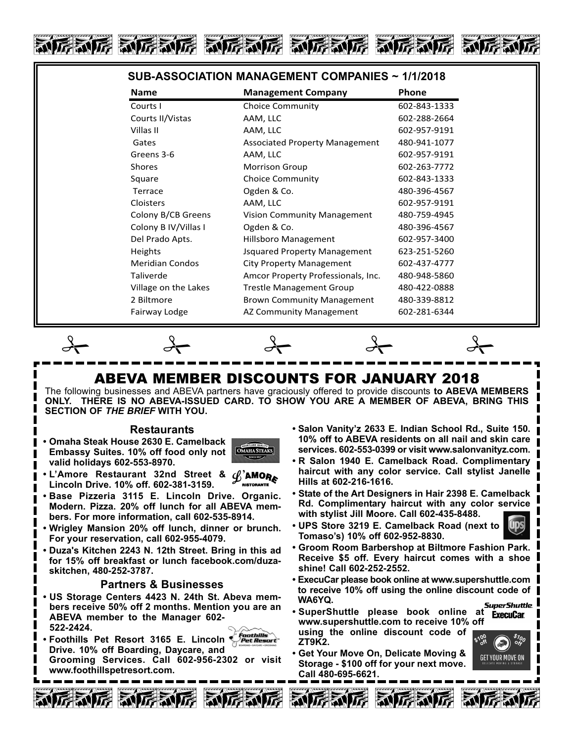## SUB-ASSOCIATION MANAGEMENT COMPANIES ~ 1/1/2018

| Name | Management Company | Phone |
|---|---|---|
| Courts I | Choice Community | 602-843-1333 |
| Courts II/Vistas | AAM, LLC | 602-288-2664 |
| Villas II | AAM, LLC | 602-957-9191 |
| Gates | Associated Property Management | 480-941-1077 |
| Greens 3-6 | AAM, LLC | 602-957-9191 |
| Shores | Morrison Group | 602-263-7772 |
| Square | Choice Community | 602-843-1333 |
| Terrace | Ogden & Co. | 480-396-4567 |
| Cloisters | AAM, LLC | 602-957-9191 |
| Colony B/CB Greens | Vision Community Management | 480-759-4945 |
| Colony B IV/Villas I | Ogden & Co. | 480-396-4567 |
| Del Prado Apts. | Hillsboro Management | 602-957-3400 |
| Heights | Jsquared Property Management | 623-251-5260 |
| Meridian Condos | City Property Management | 602-437-4777 |
| Taliverde | Amcor Property Professionals, Inc. | 480-948-5860 |
| Village on the Lakes | Trestle Management Group | 480-422-0888 |
| 2 Biltmore | Brown Community Management | 480-339-8812 |
| Fairway Lodge | AZ Community Management | 602-281-6344 |

## ABEVA MEMBER DISCOUNTS FOR JANUARY 2018

The following businesses and ABEVA partners have graciously offered to provide discounts **to ABEVA MEMBERS ONLY. THERE IS NO ABEVA-ISSUED CARD. TO SHOW YOU ARE A MEMBER OF ABEVA, BRING THIS SECTION OF *THE BRIEF* WITH YOU.**

### Restaurants

- **Omaha Steak House 2630 E. Camelback Embassy Suites. 10% off food only not valid holidays 602-553-8970.**
- **L'Amore Restaurant 32nd Street & Lincoln Drive. 10% off. 602-381-3159.**
- **Base Pizzeria 3115 E. Lincoln Drive. Organic. Modern. Pizza. 20% off lunch for all ABEVA members. For more information, call 602-535-8914.**
- **Wrigley Mansion 20% off lunch, dinner or brunch. For your reservation, call 602-955-4079.**
- **Duza's Kitchen 2243 N. 12th Street. Bring in this ad for 15% off breakfast or lunch facebook.com/duzaskitchen, 480-252-3787.**

### Partners & Businesses

- **US Storage Centers 4423 N. 24th St. Abeva members receive 50% off 2 months. Mention you are an ABEVA member to the Manager 602-522-2424.**
- **Foothills Pet Resort 3165 E. Lincoln Drive. 10% off Boarding, Daycare, and Grooming Services. Call 602-956-2302 or visit www.foothillspetresort.com.**
- **Salon Vanity'z 2633 E. Indian School Rd., Suite 150. 10% off to ABEVA residents on all nail and skin care services. 602-553-0399 or visit www.salonvanityz.com.**
- **R Salon 1940 E. Camelback Road. Complimentary haircut with any color service. Call stylist Janelle Hills at 602-216-1616.**
- **State of the Art Designers in Hair 2398 E. Camelback Rd. Complimentary haircut with any color service with stylist Jill Moore. Call 602-435-8488.**
- **UPS Store 3219 E. Camelback Road (next to Tomaso's) 10% off 602-952-8830.**
- **Groom Room Barbershop at Biltmore Fashion Park. Receive $5 off. Every haircut comes with a shoe shine! Call 602-252-2552.**
- **ExecuCar please book online at www.supershuttle.com to receive 10% off using the online discount code of WA6YQ.**
- **SuperShuttle please book online at www.supershuttle.com to receive 10% off using the online discount code of ZT9K2.**
- **Get Your Move On, Delicate Moving & Storage - $100 off for your next move. Call 480-695-6621.**